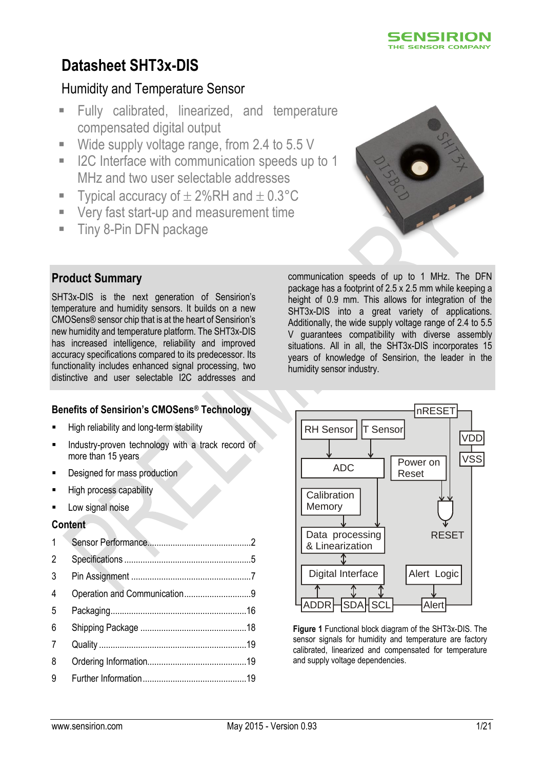# Datasheet SHT3x-DIS

## Humidity and Temperature Sensor

- Fully calibrated, linearized, and temperature compensated digital output
- Wide supply voltage range, from 2.4 to 5.5 V
- I2C Interface with communication speeds up to 1 MHz and two user selectable addresses
- Typical accuracy of ± 2%RH and ± 0.3°C
- Very fast start-up and measurement time
- Tiny 8-Pin DFN package

## Product Summary

SHT3x-DIS is the next generation of Sensirion's temperature and humidity sensors. It builds on a new CMOSens® sensor chip that is at the heart of Sensirion's new humidity and temperature platform. The SHT3x-DIS has increased intelligence, reliability and improved accuracy specifications compared to its predecessor. Its functionality includes enhanced signal processing, two distinctive and user selectable I2C addresses and communication speeds of up to 1 MHz. The DFN package has a footprint of 2.5 x 2.5 mm while keeping a height of 0.9 mm. This allows for integration of the SHT3x-DIS into a great variety of applications. Additionally, the wide supply voltage range of 2.4 to 5.5 V guarantees compatibility with diverse assembly situations. All in all, the SHT3x-DIS incorporates 15 years of knowledge of Sensirion, the leader in the humidity sensor industry.

### Benefits of Sensirion's CMOSens® Technology

- High reliability and long-term stability
- Industry-proven technology with a track record of more than 15 years
- Designed for mass production
- High process capability
- Low signal noise

### Content

| | | |
|---|---|---|
| 1 | Sensor Performance | 2 |
| 2 | Specifications | 5 |
| 3 | Pin Assignment | 7 |
| 4 | Operation and Communication | 9 |
| 5 | Packaging | 16 |
| 6 | Shipping Package | 18 |
| 7 | Quality | 19 |
| 8 | Ordering Information | 19 |
| 9 | Further Information | 19 |

**Figure 1** Functional block diagram of the SHT3x-DIS. The sensor signals for humidity and temperature are factory calibrated, linearized and compensated for temperature and supply voltage dependencies.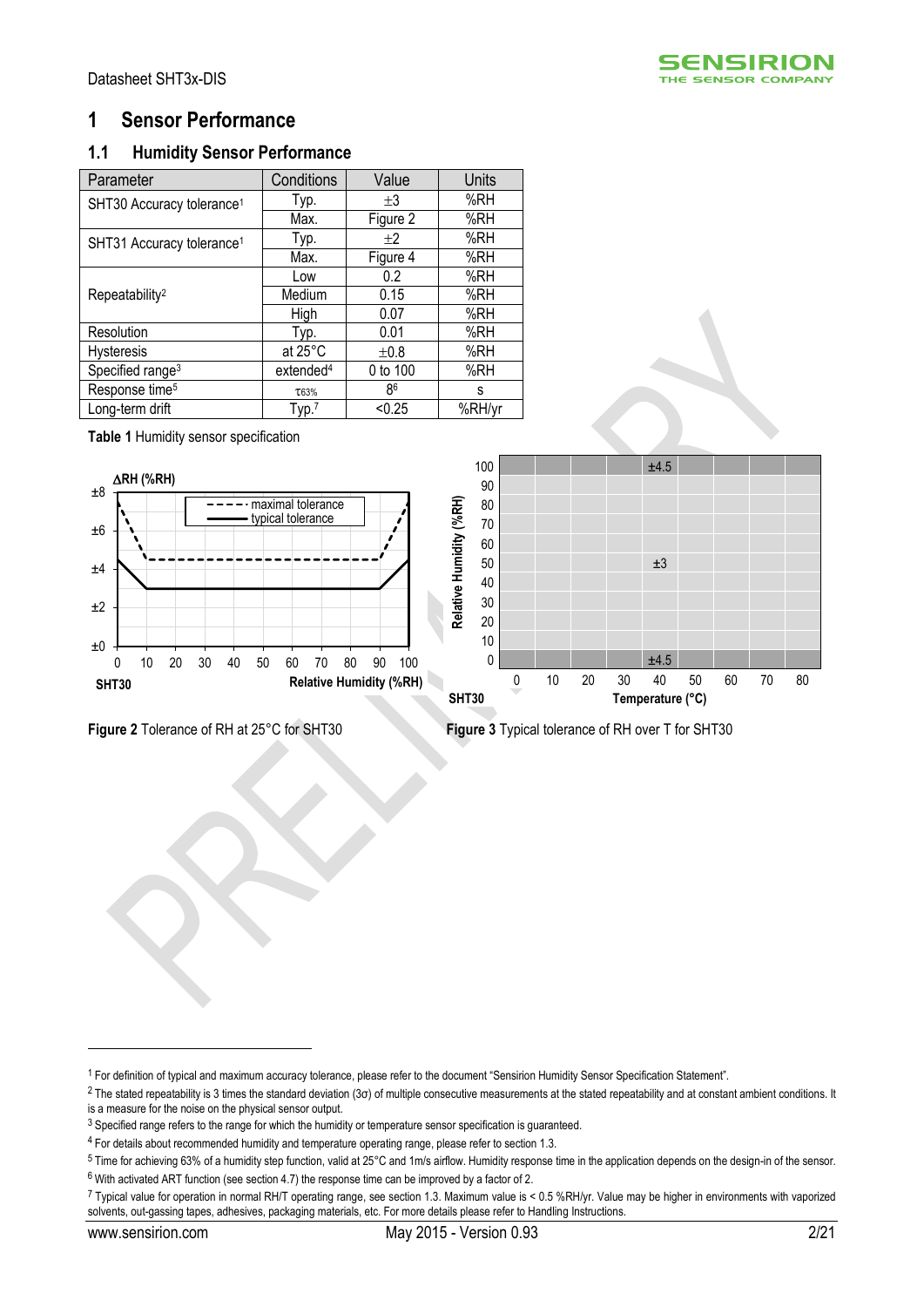// Page header omitted

# 1 Sensor Performance

## 1.1 Humidity Sensor Performance

| Parameter | Conditions | Value | Units |
|---|---|---|---|
| SHT30 Accuracy tolerance[1] | Typ. | ±3 | %RH |
| | Max. | Figure 2 | %RH |
| SHT31 Accuracy tolerance[1] | Typ. | ±2 | %RH |
| | Max. | Figure 4 | %RH |
| Repeatability[2] | Low | 0.2 | %RH |
| | Medium | 0.15 | %RH |
| | High | 0.07 | %RH |
| Resolution | Typ. | 0.01 | %RH |
| Hysteresis | at 25°C | ±0.8 | %RH |
| Specified range[3] | extended[4] | 0 to 100 | %RH |
| Response time[5] | $\tau_{63\%}$ | 8[6] | s |
| Long-term drift | Typ.[7] | <0.25 | %RH/yr |

**Table 1** Humidity sensor specification

**Figure 2** Tolerance of RH at 25°C for SHT30

**Figure 3** Typical tolerance of RH over T for SHT30

---

[1] For definition of typical and maximum accuracy tolerance, please refer to the document "Sensirion Humidity Sensor Specification Statement".

[2] The stated repeatability is 3 times the standard deviation (3σ) of multiple consecutive measurements at the stated repeatability and at constant ambient conditions. It is a measure for the noise on the physical sensor output.

[3] Specified range refers to the range for which the humidity or temperature sensor specification is guaranteed.

[4] For details about recommended humidity and temperature operating range, please refer to section 1.3.

[5] Time for achieving 63% of a humidity step function, valid at 25°C and 1m/s airflow. Humidity response time in the application depends on the design-in of the sensor.

[6] With activated ART function (see section 4.7) the response time can be improved by a factor of 2.

[7] Typical value for operation in normal RH/T operating range, see section 1.3. Maximum value is < 0.5 %RH/yr. Value may be higher in environments with vaporized solvents, out-gassing tapes, adhesives, packaging materials, etc. For more details please refer to Handling Instructions.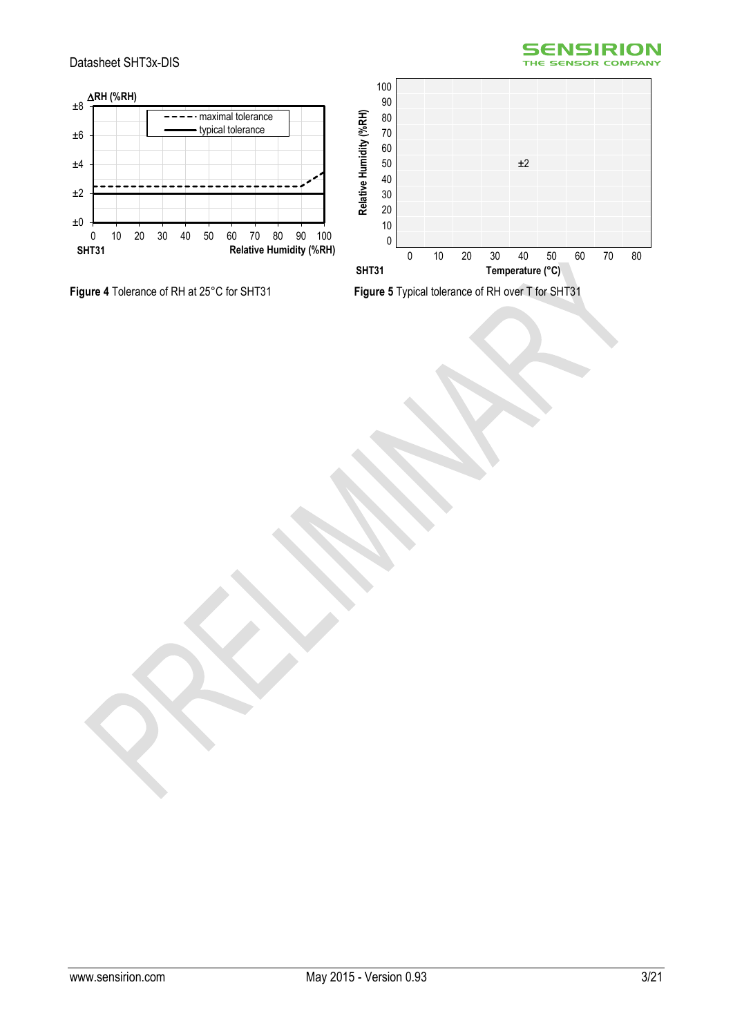ΔRH (%RH)

±8
±6
±4
±2
±0

0 10 20 30 40 50 60 70 80 90 100

- - - - maximal tolerance
—— typical tolerance

SHT31 Relative Humidity (%RH)

**Figure 4** Tolerance of RH at 25°C for SHT31

Relative Humidity (%RH)

100
90
80
70
60
50
40
30
20
10
0

±2

0 10 20 30 40 50 60 70 80

SHT31 Temperature (°C)

**Figure 5** Typical tolerance of RH over T for SHT31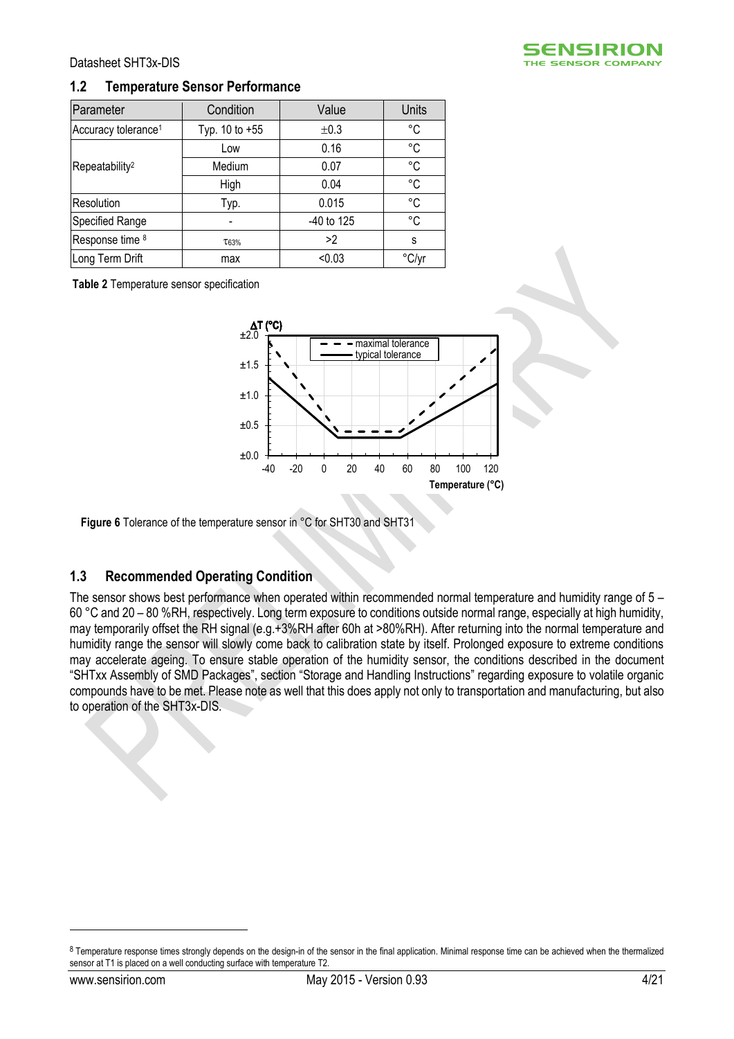## 1.2 Temperature Sensor Performance

| Parameter | Condition | Value | Units |
|---|---|---|---|
| Accuracy tolerance[1] | Typ. 10 to +55 | ±0.3 | °C |
| Repeatability[2] | Low | 0.16 | °C |
| | Medium | 0.07 | °C |
| | High | 0.04 | °C |
| Resolution | Typ. | 0.015 | °C |
| Specified Range | - | -40 to 125 | °C |
| Response time [8] | $\tau_{63\%}$ | >2 | s |
| Long Term Drift | max | <0.03 | °C/yr |

**Table 2** Temperature sensor specification

**Figure 6** Tolerance of the temperature sensor in °C for SHT30 and SHT31

## 1.3 Recommended Operating Condition

The sensor shows best performance when operated within recommended normal temperature and humidity range of 5 – 60 °C and 20 – 80 %RH, respectively. Long term exposure to conditions outside normal range, especially at high humidity, may temporarily offset the RH signal (e.g.+3%RH after 60h at >80%RH). After returning into the normal temperature and humidity range the sensor will slowly come back to calibration state by itself. Prolonged exposure to extreme conditions may accelerate ageing. To ensure stable operation of the humidity sensor, the conditions described in the document "SHTxx Assembly of SMD Packages", section "Storage and Handling Instructions" regarding exposure to volatile organic compounds have to be met. Please note as well that this does apply not only to transportation and manufacturing, but also to operation of the SHT3x-DIS.

---

[8] Temperature response times strongly depends on the design-in of the sensor in the final application. Minimal response time can be achieved when the thermalized sensor at T1 is placed on a well conducting surface with temperature T2.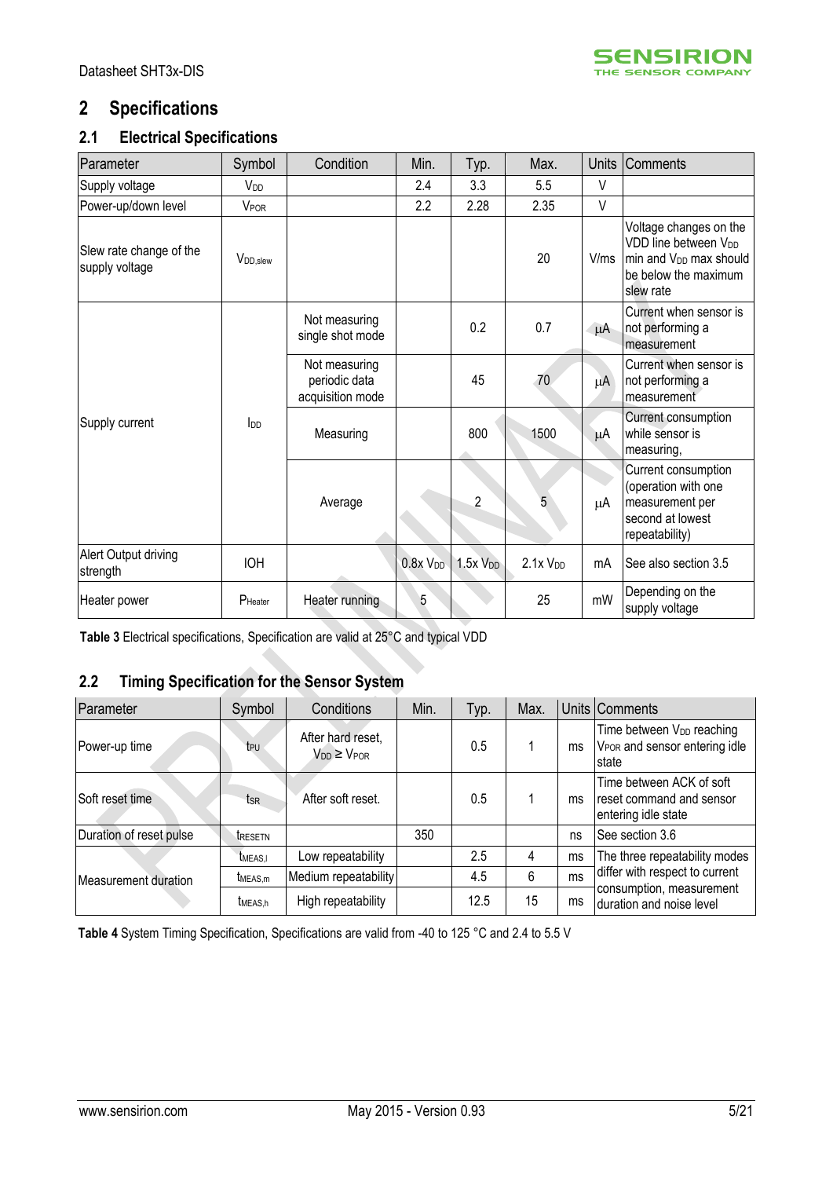# 2 Specifications

## 2.1 Electrical Specifications

| Parameter | Symbol | Condition | Min. | Typ. | Max. | Units | Comments |
|---|---|---|---|---|---|---|---|
| Supply voltage | $V_{DD}$ | | 2.4 | 3.3 | 5.5 | V | |
| Power-up/down level | $V_{POR}$ | | 2.2 | 2.28 | 2.35 | V | |
| Slew rate change of the supply voltage | $V_{DD,slew}$ | | | | 20 | V/ms | Voltage changes on the VDD line between $V_{DD}$ min and $V_{DD}$ max should be below the maximum slew rate |
| Supply current | $I_{DD}$ | Not measuring single shot mode | | 0.2 | 0.7 | µA | Current when sensor is not performing a measurement |
| | | Not measuring periodic data acquisition mode | | 45 | 70 | µA | Current when sensor is not performing a measurement |
| | | Measuring | | 800 | 1500 | µA | Current consumption while sensor is measuring, |
| | | Average | | 2 | 5 | µA | Current consumption (operation with one measurement per second at lowest repeatability) |
| Alert Output driving strength | IOH | | 0.8x $V_{DD}$ | 1.5x $V_{DD}$ | 2.1x $V_{DD}$ | mA | See also section 3.5 |
| Heater power | $P_{Heater}$ | Heater running | 5 | | 25 | mW | Depending on the supply voltage |

**Table 3** Electrical specifications, Specification are valid at 25°C and typical VDD

## 2.2 Timing Specification for the Sensor System

| Parameter | Symbol | Conditions | Min. | Typ. | Max. | Units | Comments |
|---|---|---|---|---|---|---|---|
| Power-up time | $t_{PU}$ | After hard reset, $V_{DD} \geq V_{POR}$ | | 0.5 | 1 | ms | Time between $V_{DD}$ reaching $V_{POR}$ and sensor entering idle state |
| Soft reset time | $t_{SR}$ | After soft reset. | | 0.5 | 1 | ms | Time between ACK of soft reset command and sensor entering idle state |
| Duration of reset pulse | $t_{RESETN}$ | | 350 | | | ns | See section 3.6 |
| Measurement duration | $t_{MEAS,l}$ | Low repeatability | | 2.5 | 4 | ms | The three repeatability modes differ with respect to current consumption, measurement duration and noise level |
| | $t_{MEAS,m}$ | Medium repeatability | | 4.5 | 6 | ms | |
| | $t_{MEAS,h}$ | High repeatability | | 12.5 | 15 | ms | |

**Table 4** System Timing Specification, Specifications are valid from -40 to 125 °C and 2.4 to 5.5 V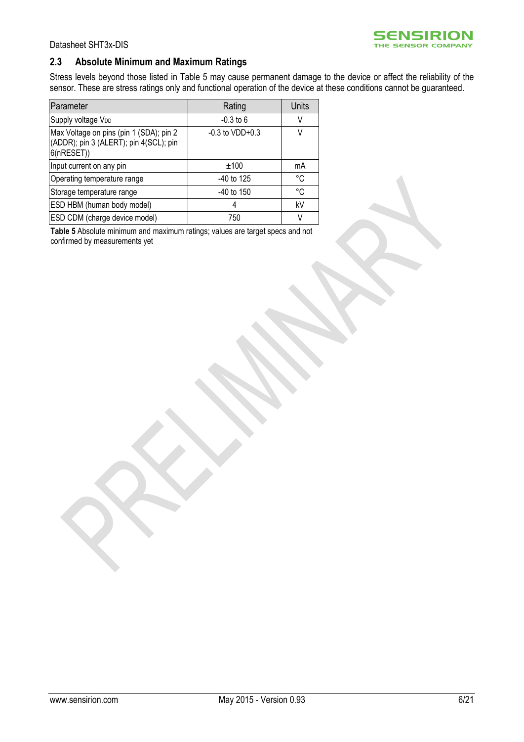## 2.3 Absolute Minimum and Maximum Ratings

Stress levels beyond those listed in Table 5 may cause permanent damage to the device or affect the reliability of the sensor. These are stress ratings only and functional operation of the device at these conditions cannot be guaranteed.

| Parameter | Rating | Units |
|---|---|---|
| Supply voltage $V_{DD}$ | -0.3 to 6 | V |
| Max Voltage on pins (pin 1 (SDA); pin 2 (ADDR); pin 3 (ALERT); pin 4(SCL); pin 6(nRESET)) | -0.3 to VDD+0.3 | V |
| Input current on any pin | ±100 | mA |
| Operating temperature range | -40 to 125 | °C |
| Storage temperature range | -40 to 150 | °C |
| ESD HBM (human body model) | 4 | kV |
| ESD CDM (charge device model) | 750 | V |

**Table 5** Absolute minimum and maximum ratings; values are target specs and not confirmed by measurements yet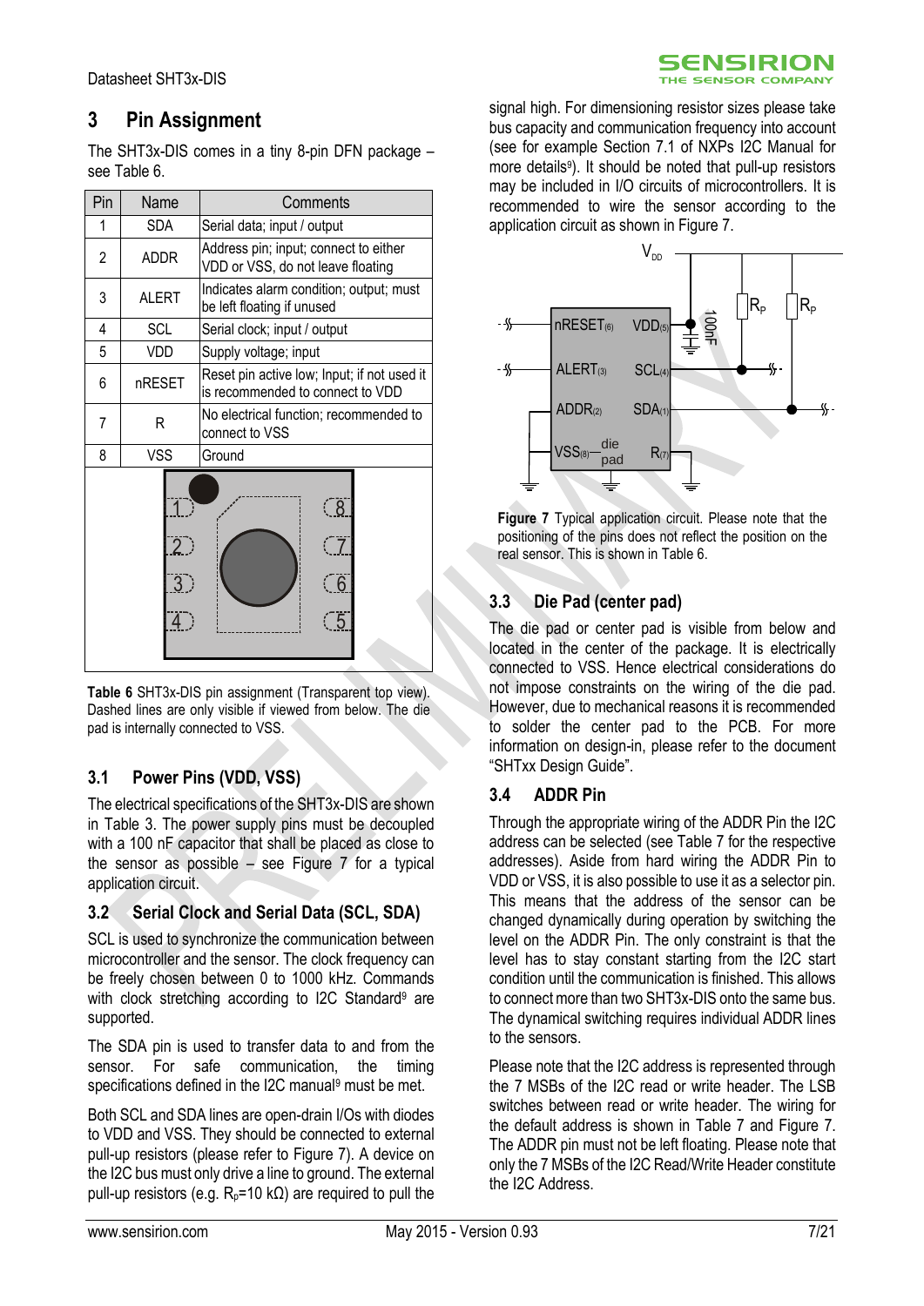## 3 Pin Assignment

The SHT3x-DIS comes in a tiny 8-pin DFN package – see Table 6.

| Pin | Name | Comments |
|---|---|---|
| 1 | SDA | Serial data; input / output |
| 2 | ADDR | Address pin; input; connect to either VDD or VSS, do not leave floating |
| 3 | ALERT | Indicates alarm condition; output; must be left floating if unused |
| 4 | SCL | Serial clock; input / output |
| 5 | VDD | Supply voltage; input |
| 6 | nRESET | Reset pin active low; Input; if not used it is recommended to connect to VDD |
| 7 | R | No electrical function; recommended to connect to VSS |
| 8 | VSS | Ground |

**Table 6** SHT3x-DIS pin assignment (Transparent top view). Dashed lines are only visible if viewed from below. The die pad is internally connected to VSS.

### 3.1 Power Pins (VDD, VSS)

The electrical specifications of the SHT3x-DIS are shown in Table 3. The power supply pins must be decoupled with a 100 nF capacitor that shall be placed as close to the sensor as possible – see Figure 7 for a typical application circuit.

### 3.2 Serial Clock and Serial Data (SCL, SDA)

SCL is used to synchronize the communication between microcontroller and the sensor. The clock frequency can be freely chosen between 0 to 1000 kHz. Commands with clock stretching according to I2C Standard[9] are supported.

The SDA pin is used to transfer data to and from the sensor. For safe communication, the timing specifications defined in the I2C manual[9] must be met.

Both SCL and SDA lines are open-drain I/Os with diodes to VDD and VSS. They should be connected to external pull-up resistors (please refer to Figure 7). A device on the I2C bus must only drive a line to ground. The external pull-up resistors (e.g. $R_p$=10 kΩ) are required to pull the signal high. For dimensioning resistor sizes please take bus capacity and communication frequency into account (see for example Section 7.1 of NXPs I2C Manual for more details[9]). It should be noted that pull-up resistors may be included in I/O circuits of microcontrollers. It is recommended to wire the sensor according to the application circuit as shown in Figure 7.

**Figure 7** Typical application circuit. Please note that the positioning of the pins does not reflect the position on the real sensor. This is shown in Table 6.

### 3.3 Die Pad (center pad)

The die pad or center pad is visible from below and located in the center of the package. It is electrically connected to VSS. Hence electrical considerations do not impose constraints on the wiring of the die pad. However, due to mechanical reasons it is recommended to solder the center pad to the PCB. For more information on design-in, please refer to the document "SHTxx Design Guide".

### 3.4 ADDR Pin

Through the appropriate wiring of the ADDR Pin the I2C address can be selected (see Table 7 for the respective addresses). Aside from hard wiring the ADDR Pin to VDD or VSS, it is also possible to use it as a selector pin. This means that the address of the sensor can be changed dynamically during operation by switching the level on the ADDR Pin. The only constraint is that the level has to stay constant starting from the I2C start condition until the communication is finished. This allows to connect more than two SHT3x-DIS onto the same bus. The dynamical switching requires individual ADDR lines to the sensors.

Please note that the I2C address is represented through the 7 MSBs of the I2C read or write header. The LSB switches between read or write header. The wiring for the default address is shown in Table 7 and Figure 7. The ADDR pin must not be left floating. Please note that only the 7 MSBs of the I2C Read/Write Header constitute the I2C Address.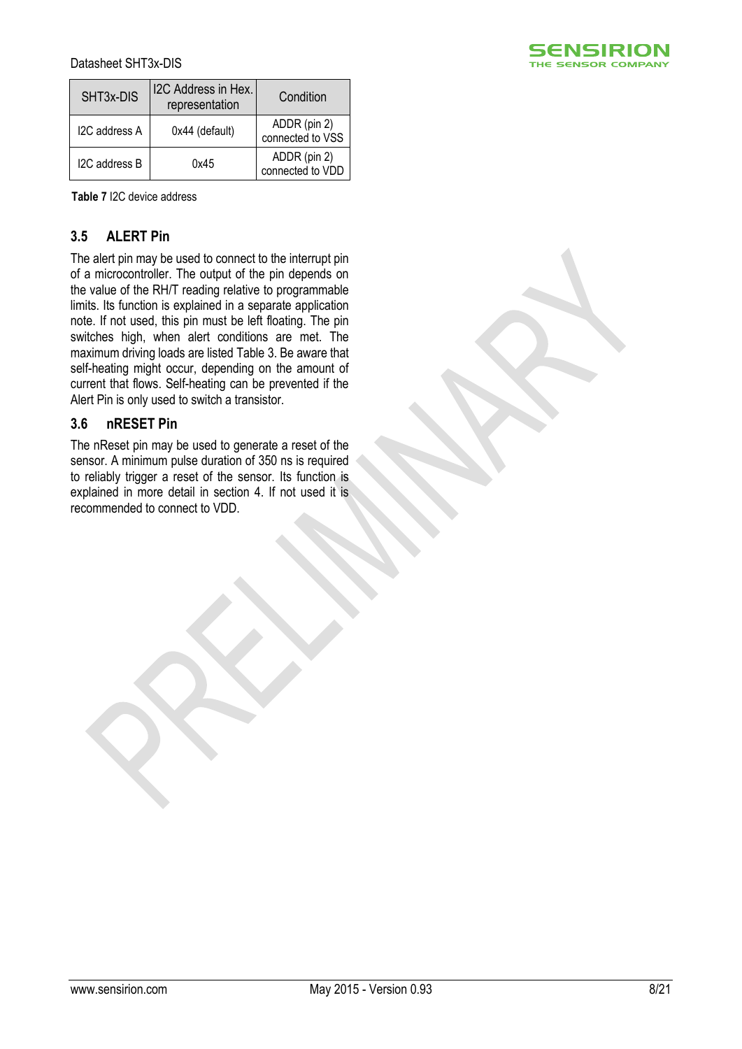| SHT3x-DIS | I2C Address in Hex. representation | Condition |
|---|---|---|
| I2C address A | 0x44 (default) | ADDR (pin 2) connected to VSS |
| I2C address B | 0x45 | ADDR (pin 2) connected to VDD |

**Table 7** I2C device address

## 3.5 ALERT Pin

The alert pin may be used to connect to the interrupt pin of a microcontroller. The output of the pin depends on the value of the RH/T reading relative to programmable limits. Its function is explained in a separate application note. If not used, this pin must be left floating. The pin switches high, when alert conditions are met. The maximum driving loads are listed Table 3. Be aware that self-heating might occur, depending on the amount of current that flows. Self-heating can be prevented if the Alert Pin is only used to switch a transistor.

## 3.6 nRESET Pin

The nReset pin may be used to generate a reset of the sensor. A minimum pulse duration of 350 ns is required to reliably trigger a reset of the sensor. Its function is explained in more detail in section 4. If not used it is recommended to connect to VDD.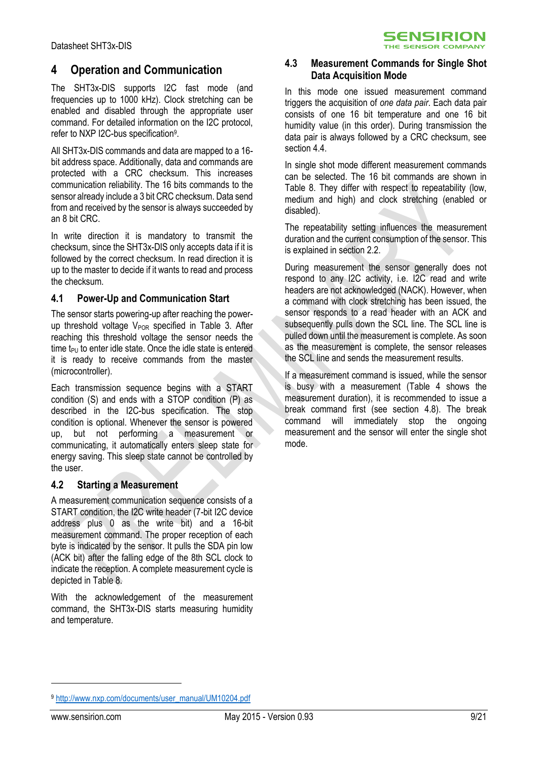# 4 Operation and Communication

The SHT3x-DIS supports I2C fast mode (and frequencies up to 1000 kHz). Clock stretching can be enabled and disabled through the appropriate user command. For detailed information on the I2C protocol, refer to NXP I2C-bus specification[9].

All SHT3x-DIS commands and data are mapped to a 16-bit address space. Additionally, data and commands are protected with a CRC checksum. This increases communication reliability. The 16 bits commands to the sensor already include a 3 bit CRC checksum. Data send from and received by the sensor is always succeeded by an 8 bit CRC.

In write direction it is mandatory to transmit the checksum, since the SHT3x-DIS only accepts data if it is followed by the correct checksum. In read direction it is up to the master to decide if it wants to read and process the checksum.

## 4.1 Power-Up and Communication Start

The sensor starts powering-up after reaching the power-up threshold voltage $V_{POR}$ specified in Table 3. After reaching this threshold voltage the sensor needs the time $t_{PU}$ to enter idle state. Once the idle state is entered it is ready to receive commands from the master (microcontroller).

Each transmission sequence begins with a START condition (S) and ends with a STOP condition (P) as described in the I2C-bus specification. The stop condition is optional. Whenever the sensor is powered up, but not performing a measurement or communicating, it automatically enters sleep state for energy saving. This sleep state cannot be controlled by the user.

## 4.2 Starting a Measurement

A measurement communication sequence consists of a START condition, the I2C write header (7-bit I2C device address plus 0 as the write bit) and a 16-bit measurement command. The proper reception of each byte is indicated by the sensor. It pulls the SDA pin low (ACK bit) after the falling edge of the 8th SCL clock to indicate the reception. A complete measurement cycle is depicted in Table 8.

With the acknowledgement of the measurement command, the SHT3x-DIS starts measuring humidity and temperature.

## 4.3 Measurement Commands for Single Shot Data Acquisition Mode

In this mode one issued measurement command triggers the acquisition of *one data pair*. Each data pair consists of one 16 bit temperature and one 16 bit humidity value (in this order). During transmission the data pair is always followed by a CRC checksum, see section 4.4.

In single shot mode different measurement commands can be selected. The 16 bit commands are shown in Table 8. They differ with respect to repeatability (low, medium and high) and clock stretching (enabled or disabled).

The repeatability setting influences the measurement duration and the current consumption of the sensor. This is explained in section 2.2.

During measurement the sensor generally does not respond to any I2C activity, i.e. I2C read and write headers are not acknowledged (NACK). However, when a command with clock stretching has been issued, the sensor responds to a read header with an ACK and subsequently pulls down the SCL line. The SCL line is pulled down until the measurement is complete. As soon as the measurement is complete, the sensor releases the SCL line and sends the measurement results.

If a measurement command is issued, while the sensor is busy with a measurement (Table 4 shows the measurement duration), it is recommended to issue a break command first (see section 4.8). The break command will immediately stop the ongoing measurement and the sensor will enter the single shot mode.

[9] http://www.nxp.com/documents/user_manual/UM10204.pdf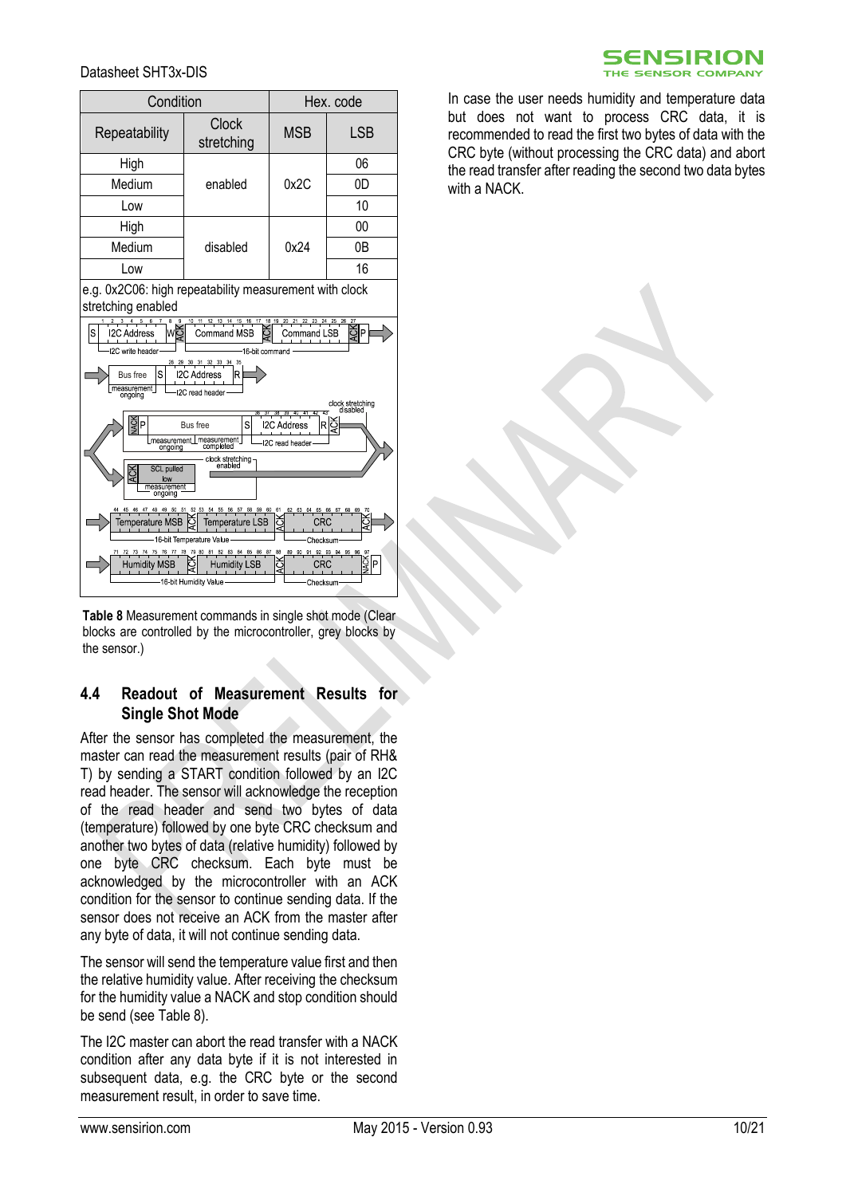| Condition | | Hex. code | |
|---|---|---|---|
| Repeatability | Clock stretching | MSB | LSB |
| High | enabled | 0x2C | 06 |
| Medium | | | 0D |
| Low | | | 10 |
| High | disabled | 0x24 | 00 |
| Medium | | | 0B |
| Low | | | 16 |

e.g. 0x2C06: high repeatability measurement with clock stretching enabled

**Table 8** Measurement commands in single shot mode (Clear blocks are controlled by the microcontroller, grey blocks by the sensor.)

## 4.4 Readout of Measurement Results for Single Shot Mode

After the sensor has completed the measurement, the master can read the measurement results (pair of RH& T) by sending a START condition followed by an I2C read header. The sensor will acknowledge the reception of the read header and send two bytes of data (temperature) followed by one byte CRC checksum and another two bytes of data (relative humidity) followed by one byte CRC checksum. Each byte must be acknowledged by the microcontroller with an ACK condition for the sensor to continue sending data. If the sensor does not receive an ACK from the master after any byte of data, it will not continue sending data.

The sensor will send the temperature value first and then the relative humidity value. After receiving the checksum for the humidity value a NACK and stop condition should be send (see Table 8).

The I2C master can abort the read transfer with a NACK condition after any data byte if it is not interested in subsequent data, e.g. the CRC byte or the second measurement result, in order to save time.

In case the user needs humidity and temperature data but does not want to process CRC data, it is recommended to read the first two bytes of data with the CRC byte (without processing the CRC data) and abort the read transfer after reading the second two data bytes with a NACK.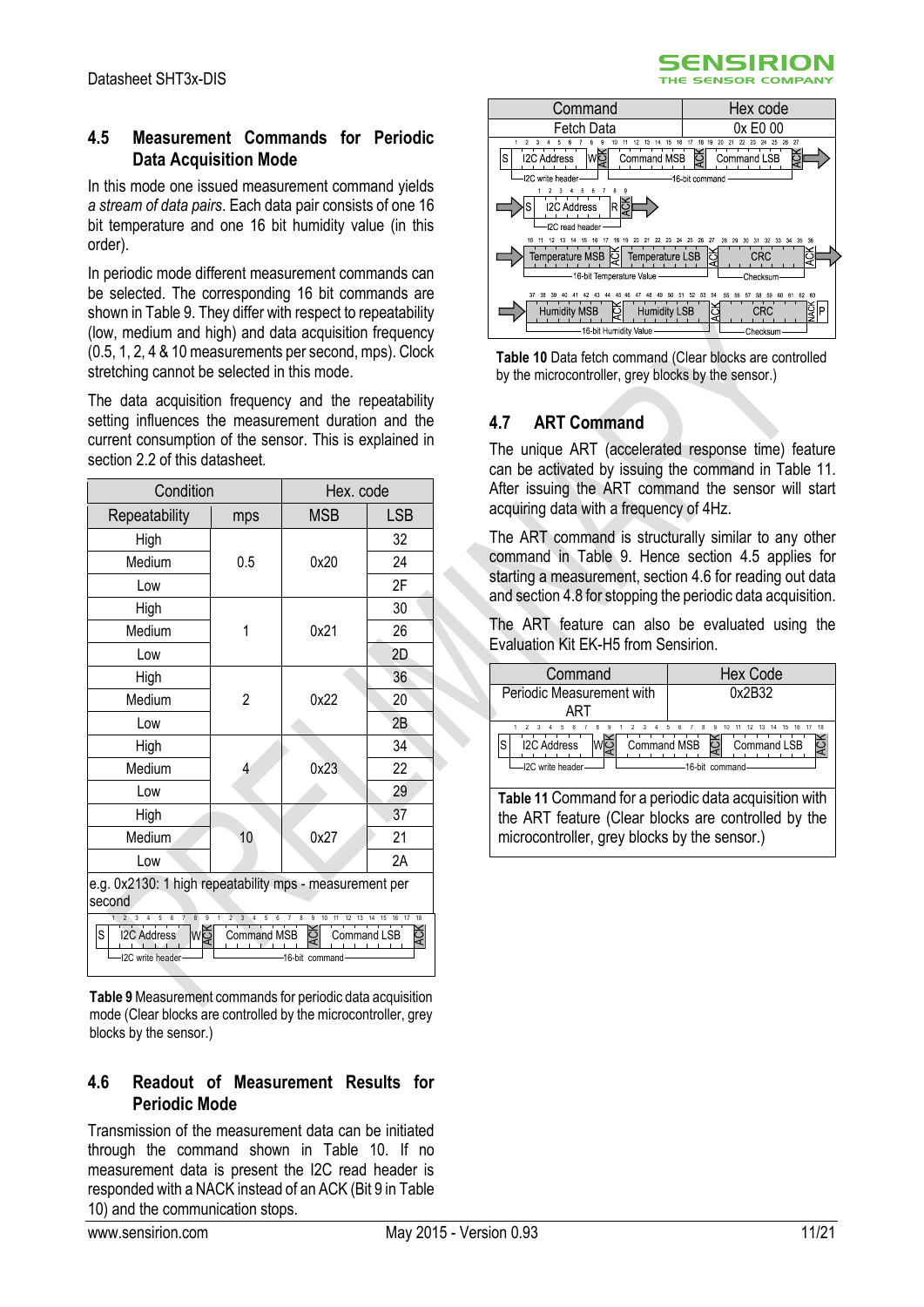## 4.5 Measurement Commands for Periodic Data Acquisition Mode

In this mode one issued measurement command yields *a stream of data pairs*. Each data pair consists of one 16 bit temperature and one 16 bit humidity value (in this order).

In periodic mode different measurement commands can be selected. The corresponding 16 bit commands are shown in Table 9. They differ with respect to repeatability (low, medium and high) and data acquisition frequency (0.5, 1, 2, 4 & 10 measurements per second, mps). Clock stretching cannot be selected in this mode.

The data acquisition frequency and the repeatability setting influences the measurement duration and the current consumption of the sensor. This is explained in section 2.2 of this datasheet.

| Condition | | Hex. code | |
|---|---|---|---|
| Repeatability | mps | MSB | LSB |
| High | 0.5 | 0x20 | 32 |
| Medium | | | 24 |
| Low | | | 2F |
| High | 1 | 0x21 | 30 |
| Medium | | | 26 |
| Low | | | 2D |
| High | 2 | 0x22 | 36 |
| Medium | | | 20 |
| Low | | | 2B |
| High | 4 | 0x23 | 34 |
| Medium | | | 22 |
| Low | | | 29 |
| High | 10 | 0x27 | 37 |
| Medium | | | 21 |
| Low | | | 2A |
| e.g. 0x2130: 1 high repeatability mps - measurement per second | | | |

S | I2C Address | W | ACK | Command MSB | ACK | Command LSB | ACK
(I2C write header — 16-bit command)

**Table 9** Measurement commands for periodic data acquisition mode (Clear blocks are controlled by the microcontroller, grey blocks by the sensor.)

## 4.6 Readout of Measurement Results for Periodic Mode

Transmission of the measurement data can be initiated through the command shown in Table 10. If no measurement data is present the I2C read header is responded with a NACK instead of an ACK (Bit 9 in Table 10) and the communication stops.

| Command | Hex code |
|---|---|
| Fetch Data | 0x E0 00 |

S | I2C Address | W | ACK | Command MSB | ACK | Command LSB | ACK (I2C write header — 16-bit command)
S | I2C Address | R | ACK (I2C read header)
Temperature MSB | ACK | Temperature LSB | ACK | CRC | ACK (16-bit Temperature Value — Checksum)
Humidity MSB | ACK | Humidity LSB | ACK | CRC | NACK | P (16-bit Humidity Value — Checksum)

**Table 10** Data fetch command (Clear blocks are controlled by the microcontroller, grey blocks by the sensor.)

## 4.7 ART Command

The unique ART (accelerated response time) feature can be activated by issuing the command in Table 11. After issuing the ART command the sensor will start acquiring data with a frequency of 4Hz.

The ART command is structurally similar to any other command in Table 9. Hence section 4.5 applies for starting a measurement, section 4.6 for reading out data and section 4.8 for stopping the periodic data acquisition.

The ART feature can also be evaluated using the Evaluation Kit EK-H5 from Sensirion.

| Command | Hex Code |
|---|---|
| Periodic Measurement with ART | 0x2B32 |

S | I2C Address | W | ACK | Command MSB | ACK | Command LSB | ACK
(I2C write header — 16-bit command)

**Table 11** Command for a periodic data acquisition with the ART feature (Clear blocks are controlled by the microcontroller, grey blocks by the sensor.)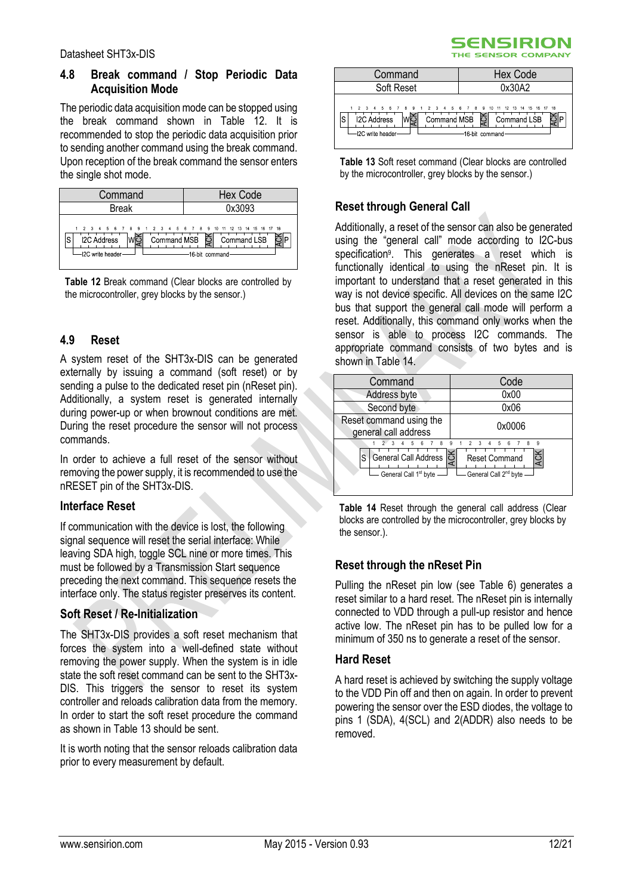## 4.8 Break command / Stop Periodic Data Acquisition Mode

The periodic data acquisition mode can be stopped using the break command shown in Table 12. It is recommended to stop the periodic data acquisition prior to sending another command using the break command. Upon reception of the break command the sensor enters the single shot mode.

| Command | Hex Code |
| --- | --- |
| Break | 0x3093 |

**Table 12** Break command (Clear blocks are controlled by the microcontroller, grey blocks by the sensor.)

## 4.9 Reset

A system reset of the SHT3x-DIS can be generated externally by issuing a command (soft reset) or by sending a pulse to the dedicated reset pin (nReset pin). Additionally, a system reset is generated internally during power-up or when brownout conditions are met. During the reset procedure the sensor will not process commands.

In order to achieve a full reset of the sensor without removing the power supply, it is recommended to use the nRESET pin of the SHT3x-DIS.

### Interface Reset

If communication with the device is lost, the following signal sequence will reset the serial interface: While leaving SDA high, toggle SCL nine or more times. This must be followed by a Transmission Start sequence preceding the next command. This sequence resets the interface only. The status register preserves its content.

### Soft Reset / Re-Initialization

The SHT3x-DIS provides a soft reset mechanism that forces the system into a well-defined state without removing the power supply. When the system is in idle state the soft reset command can be sent to the SHT3x-DIS. This triggers the sensor to reset its system controller and reloads calibration data from the memory. In order to start the soft reset procedure the command as shown in Table 13 should be sent.

It is worth noting that the sensor reloads calibration data prior to every measurement by default.

| Command | Hex Code |
| --- | --- |
| Soft Reset | 0x30A2 |

**Table 13** Soft reset command (Clear blocks are controlled by the microcontroller, grey blocks by the sensor.)

### Reset through General Call

Additionally, a reset of the sensor can also be generated using the "general call" mode according to I2C-bus specification[9]. This generates a reset which is functionally identical to using the nReset pin. It is important to understand that a reset generated in this way is not device specific. All devices on the same I2C bus that support the general call mode will perform a reset. Additionally, this command only works when the sensor is able to process I2C commands. The appropriate command consists of two bytes and is shown in Table 14.

| Command | Code |
| --- | --- |
| Address byte | 0x00 |
| Second byte | 0x06 |
| Reset command using the general call address | 0x0006 |

**Table 14** Reset through the general call address (Clear blocks are controlled by the microcontroller, grey blocks by the sensor.).

### Reset through the nReset Pin

Pulling the nReset pin low (see Table 6) generates a reset similar to a hard reset. The nReset pin is internally connected to VDD through a pull-up resistor and hence active low. The nReset pin has to be pulled low for a minimum of 350 ns to generate a reset of the sensor.

### Hard Reset

A hard reset is achieved by switching the supply voltage to the VDD Pin off and then on again. In order to prevent powering the sensor over the ESD diodes, the voltage to pins 1 (SDA), 4(SCL) and 2(ADDR) also needs to be removed.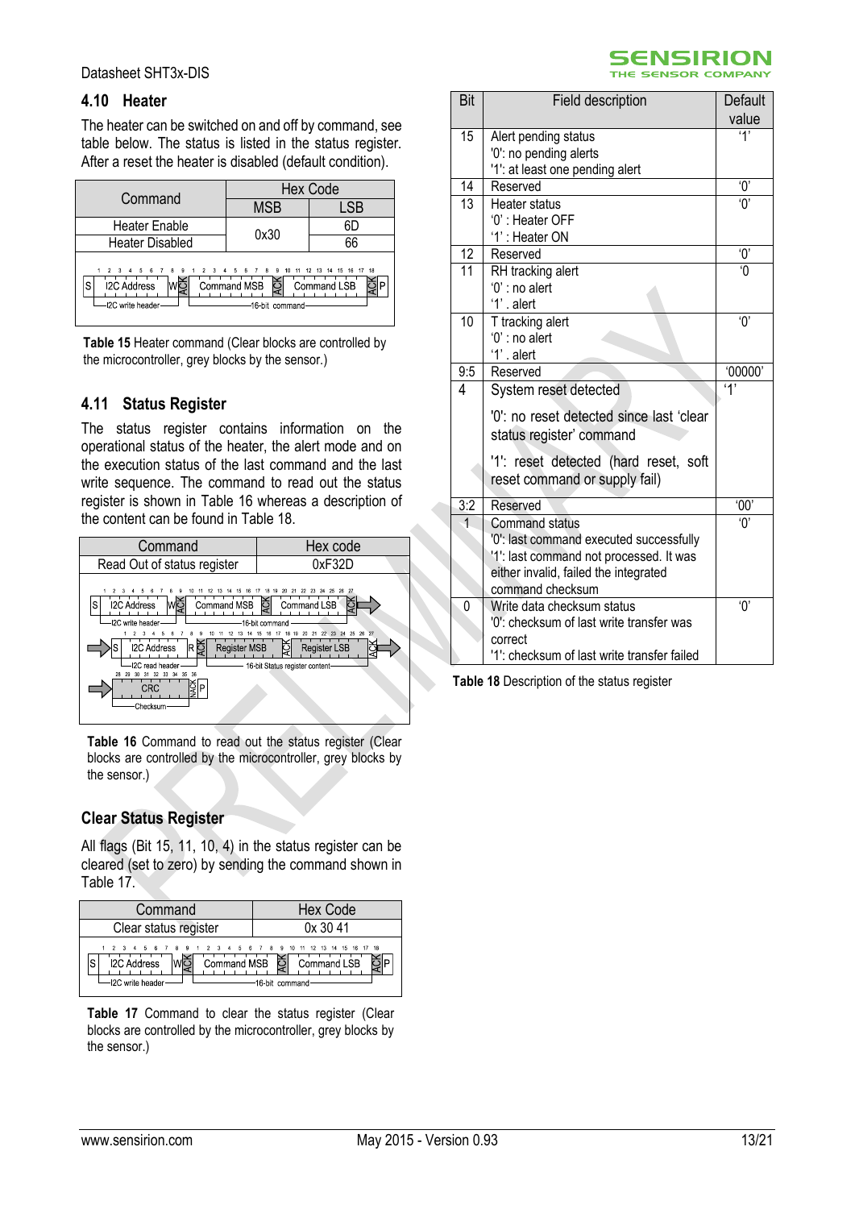## 4.10 Heater

The heater can be switched on and off by command, see table below. The status is listed in the status register. After a reset the heater is disabled (default condition).

| Command | Hex Code | |
|---|---|---|
| | MSB | LSB |
| Heater Enable | 0x30 | 6D |
| Heater Disabled | | 66 |

**Table 15** Heater command (Clear blocks are controlled by the microcontroller, grey blocks by the sensor.)

## 4.11 Status Register

The status register contains information on the operational status of the heater, the alert mode and on the execution status of the last command and the last write sequence. The command to read out the status register is shown in Table 16 whereas a description of the content can be found in Table 18.

| Command | Hex code |
|---|---|
| Read Out of status register | 0xF32D |

**Table 16** Command to read out the status register (Clear blocks are controlled by the microcontroller, grey blocks by the sensor.)

### Clear Status Register

All flags (Bit 15, 11, 10, 4) in the status register can be cleared (set to zero) by sending the command shown in Table 17.

| Command | Hex Code |
|---|---|
| Clear status register | 0x 30 41 |

**Table 17** Command to clear the status register (Clear blocks are controlled by the microcontroller, grey blocks by the sensor.)

| Bit | Field description | Default value |
|---|---|---|
| 15 | Alert pending status<br>'0': no pending alerts<br>'1': at least one pending alert | '1' |
| 14 | Reserved | '0' |
| 13 | Heater status<br>'0' : Heater OFF<br>'1' : Heater ON | '0' |
| 12 | Reserved | '0' |
| 11 | RH tracking alert<br>'0' : no alert<br>'1' . alert | '0 |
| 10 | T tracking alert<br>'0' : no alert<br>'1' . alert | '0' |
| 9:5 | Reserved | '00000' |
| 4 | System reset detected<br>'0': no reset detected since last 'clear status register' command<br>'1': reset detected (hard reset, soft reset command or supply fail) | '1' |
| 3:2 | Reserved | '00' |
| 1 | Command status<br>'0': last command executed successfully<br>'1': last command not processed. It was either invalid, failed the integrated command checksum | '0' |
| 0 | Write data checksum status<br>'0': checksum of last write transfer was correct<br>'1': checksum of last write transfer failed | '0' |

**Table 18** Description of the status register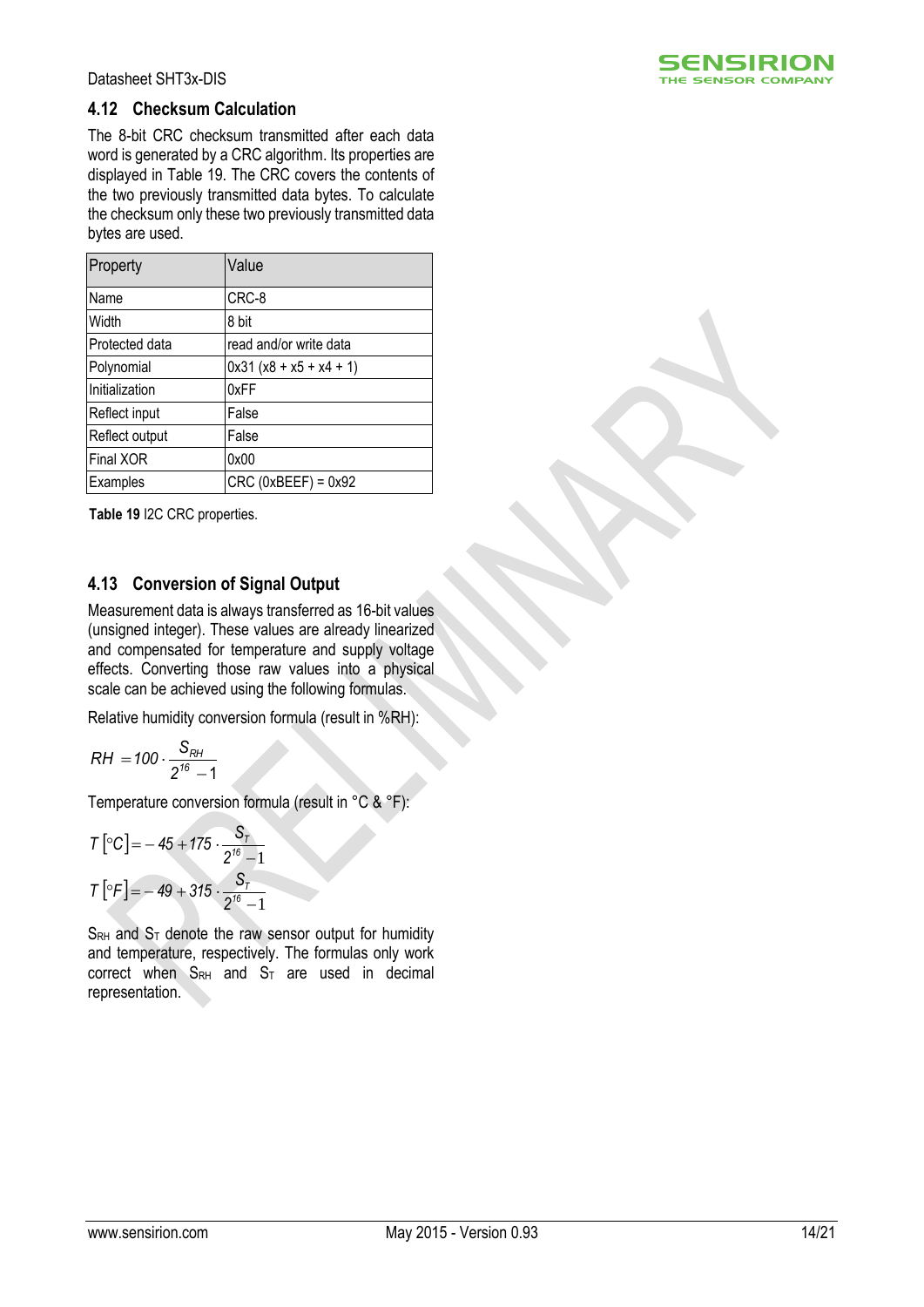## 4.12 Checksum Calculation

The 8-bit CRC checksum transmitted after each data word is generated by a CRC algorithm. Its properties are displayed in Table 19. The CRC covers the contents of the two previously transmitted data bytes. To calculate the checksum only these two previously transmitted data bytes are used.

| Property | Value |
|---|---|
| Name | CRC-8 |
| Width | 8 bit |
| Protected data | read and/or write data |
| Polynomial | 0x31 (x8 + x5 + x4 + 1) |
| Initialization | 0xFF |
| Reflect input | False |
| Reflect output | False |
| Final XOR | 0x00 |
| Examples | CRC (0xBEEF) = 0x92 |

**Table 19** I2C CRC properties.

## 4.13 Conversion of Signal Output

Measurement data is always transferred as 16-bit values (unsigned integer). These values are already linearized and compensated for temperature and supply voltage effects. Converting those raw values into a physical scale can be achieved using the following formulas.

Relative humidity conversion formula (result in %RH):

$$RH = 100 \cdot \frac{S_{RH}}{2^{16} - 1}$$

Temperature conversion formula (result in °C & °F):

$$T\left[°C\right] = -45 + 175 \cdot \frac{S_T}{2^{16} - 1}$$

$$T\left[°F\right] = -49 + 315 \cdot \frac{S_T}{2^{16} - 1}$$

$S_{RH}$ and $S_T$ denote the raw sensor output for humidity and temperature, respectively. The formulas only work correct when $S_{RH}$ and $S_T$ are used in decimal representation.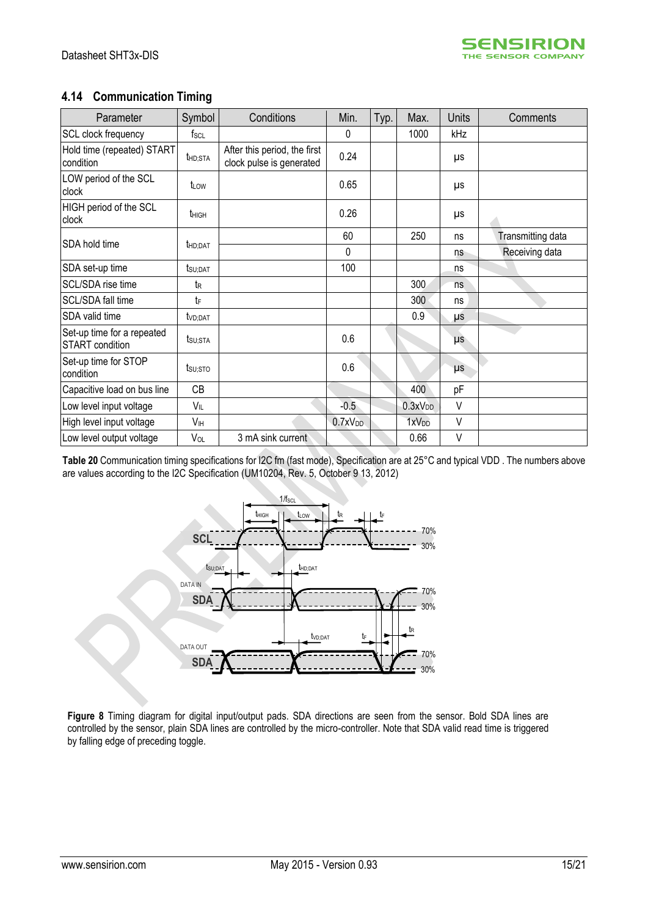## 4.14 Communication Timing

| Parameter | Symbol | Conditions | Min. | Typ. | Max. | Units | Comments |
|---|---|---|---|---|---|---|---|
| SCL clock frequency | $f_{SCL}$ | | 0 | | 1000 | kHz | |
| Hold time (repeated) START condition | $t_{HD;STA}$ | After this period, the first clock pulse is generated | 0.24 | | | µs | |
| LOW period of the SCL clock | $t_{LOW}$ | | 0.65 | | | µs | |
| HIGH period of the SCL clock | $t_{HIGH}$ | | 0.26 | | | µs | |
| SDA hold time | $t_{HD;DAT}$ | | 60 | | 250 | ns | Transmitting data |
| | | | 0 | | | ns | Receiving data |
| SDA set-up time | $t_{SU;DAT}$ | | 100 | | | ns | |
| SCL/SDA rise time | $t_R$ | | | | 300 | ns | |
| SCL/SDA fall time | $t_F$ | | | | 300 | ns | |
| SDA valid time | $t_{VD;DAT}$ | | | | 0.9 | µs | |
| Set-up time for a repeated START condition | $t_{SU;STA}$ | | 0.6 | | | µs | |
| Set-up time for STOP condition | $t_{SU;STO}$ | | 0.6 | | | µs | |
| Capacitive load on bus line | CB | | | | 400 | pF | |
| Low level input voltage | $V_{IL}$ | | -0.5 | | $0.3xV_{DD}$ | V | |
| High level input voltage | $V_{IH}$ | | $0.7xV_{DD}$ | | $1xV_{DD}$ | V | |
| Low level output voltage | $V_{OL}$ | 3 mA sink current | | | 0.66 | V | |

**Table 20** Communication timing specifications for I2C fm (fast mode), Specification are at 25°C and typical VDD . The numbers above are values according to the I2C Specification (UM10204, Rev. 5, October 9 13, 2012)

**Figure 8** Timing diagram for digital input/output pads. SDA directions are seen from the sensor. Bold SDA lines are controlled by the sensor, plain SDA lines are controlled by the micro-controller. Note that SDA valid read time is triggered by falling edge of preceding toggle.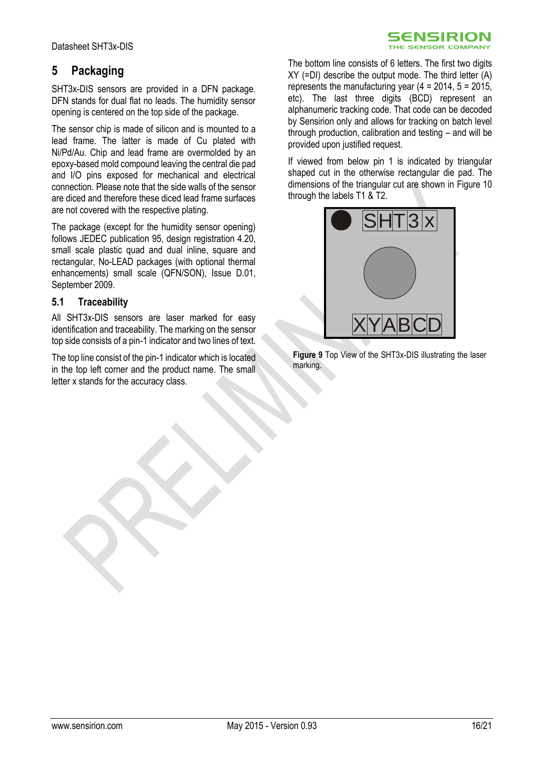# 5 Packaging

SHT3x-DIS sensors are provided in a DFN package. DFN stands for dual flat no leads. The humidity sensor opening is centered on the top side of the package.

The sensor chip is made of silicon and is mounted to a lead frame. The latter is made of Cu plated with Ni/Pd/Au. Chip and lead frame are overmolded by an epoxy-based mold compound leaving the central die pad and I/O pins exposed for mechanical and electrical connection. Please note that the side walls of the sensor are diced and therefore these diced lead frame surfaces are not covered with the respective plating.

The package (except for the humidity sensor opening) follows JEDEC publication 95, design registration 4.20, small scale plastic quad and dual inline, square and rectangular, No-LEAD packages (with optional thermal enhancements) small scale (QFN/SON), Issue D.01, September 2009.

## 5.1 Traceability

All SHT3x-DIS sensors are laser marked for easy identification and traceability. The marking on the sensor top side consists of a pin-1 indicator and two lines of text.

The top line consist of the pin-1 indicator which is located in the top left corner and the product name. The small letter x stands for the accuracy class.

The bottom line consists of 6 letters. The first two digits XY (=DI) describe the output mode. The third letter (A) represents the manufacturing year (4 = 2014, 5 = 2015, etc). The last three digits (BCD) represent an alphanumeric tracking code. That code can be decoded by Sensirion only and allows for tracking on batch level through production, calibration and testing – and will be provided upon justified request.

If viewed from below pin 1 is indicated by triangular shaped cut in the otherwise rectangular die pad. The dimensions of the triangular cut are shown in Figure 10 through the labels T1 & T2.

SHT3x

XYABCD

**Figure 9** Top View of the SHT3x-DIS illustrating the laser marking.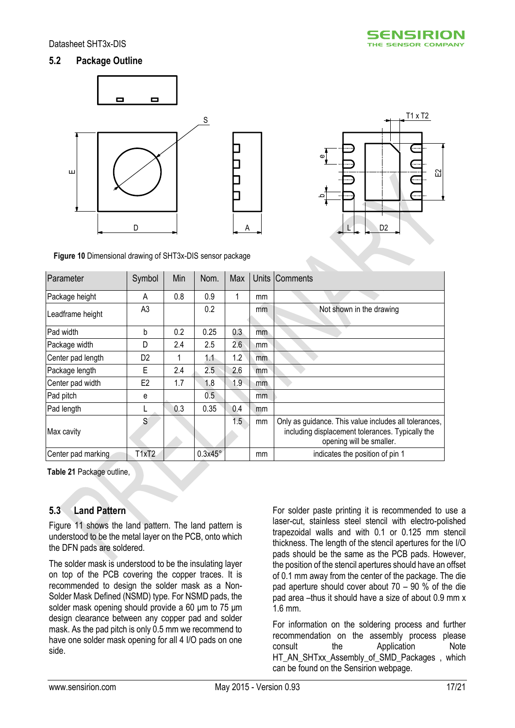## 5.2 Package Outline

**Figure 10** Dimensional drawing of SHT3x-DIS sensor package

| Parameter | Symbol | Min | Nom. | Max | Units | Comments |
|---|---|---|---|---|---|---|
| Package height | A | 0.8 | 0.9 | 1 | mm | |
| Leadframe height | A3 | | 0.2 | | mm | Not shown in the drawing |
| Pad width | b | 0.2 | 0.25 | 0.3 | mm | |
| Package width | D | 2.4 | 2.5 | 2.6 | mm | |
| Center pad length | D2 | 1 | 1.1 | 1.2 | mm | |
| Package length | E | 2.4 | 2.5 | 2.6 | mm | |
| Center pad width | E2 | 1.7 | 1.8 | 1.9 | mm | |
| Pad pitch | e | | 0.5 | | mm | |
| Pad length | L | 0.3 | 0.35 | 0.4 | mm | |
| Max cavity | S | | | 1.5 | mm | Only as guidance. This value includes all tolerances, including displacement tolerances. Typically the opening will be smaller. |
| Center pad marking | T1xT2 | | 0.3x45° | | mm | indicates the position of pin 1 |

**Table 21** Package outline,

## 5.3 Land Pattern

Figure 11 shows the land pattern. The land pattern is understood to be the metal layer on the PCB, onto which the DFN pads are soldered.

The solder mask is understood to be the insulating layer on top of the PCB covering the copper traces. It is recommended to design the solder mask as a Non-Solder Mask Defined (NSMD) type. For NSMD pads, the solder mask opening should provide a 60 µm to 75 µm design clearance between any copper pad and solder mask. As the pad pitch is only 0.5 mm we recommend to have one solder mask opening for all 4 I/O pads on one side.

For solder paste printing it is recommended to use a laser-cut, stainless steel stencil with electro-polished trapezoidal walls and with 0.1 or 0.125 mm stencil thickness. The length of the stencil apertures for the I/O pads should be the same as the PCB pads. However, the position of the stencil apertures should have an offset of 0.1 mm away from the center of the package. The die pad aperture should cover about 70 – 90 % of the die pad area –thus it should have a size of about 0.9 mm x 1.6 mm.

For information on the soldering process and further recommendation on the assembly process please consult the Application Note HT_AN_SHTxx_Assembly_of_SMD_Packages , which can be found on the Sensirion webpage.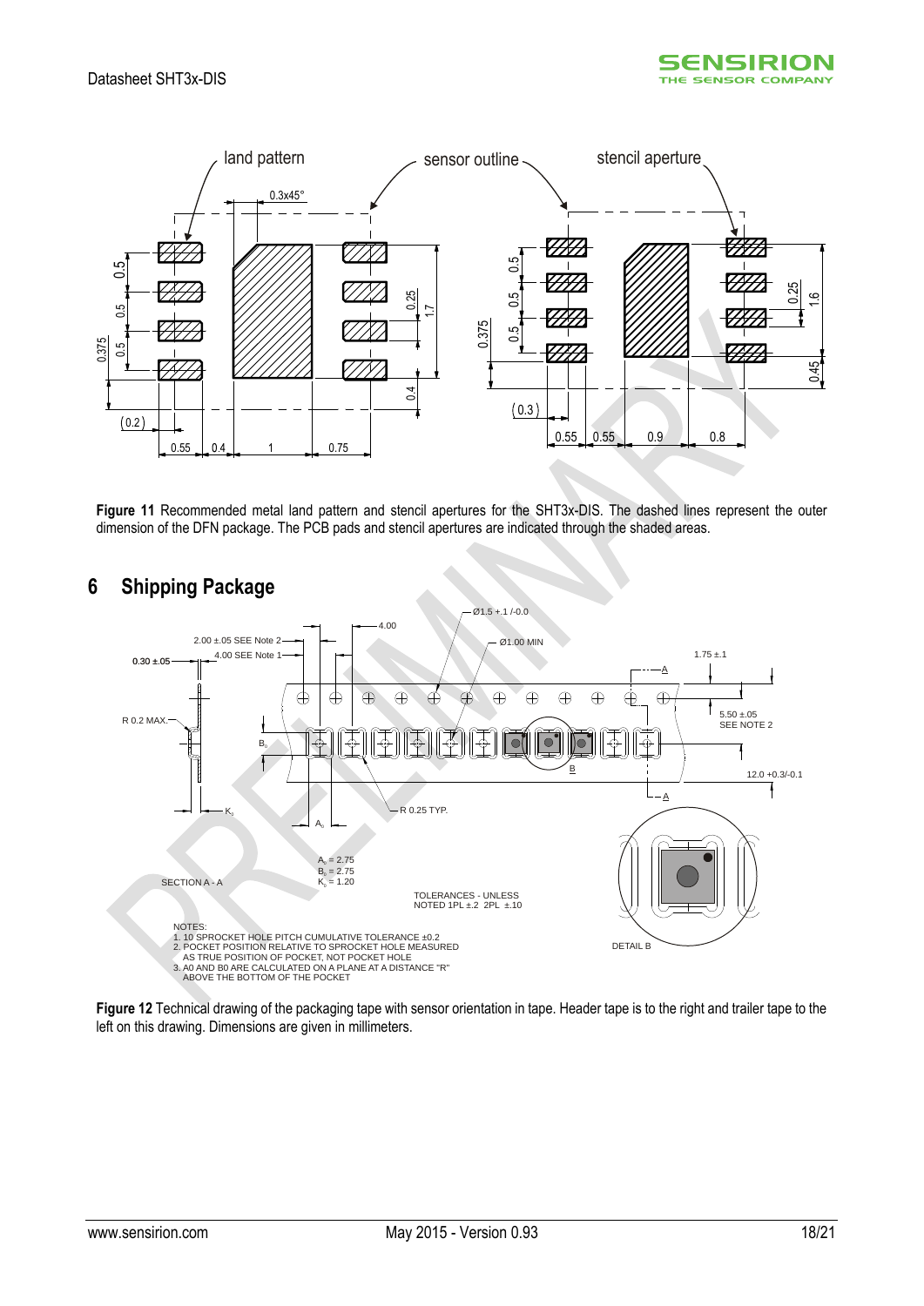**Figure 11** Recommended metal land pattern and stencil apertures for the SHT3x-DIS. The dashed lines represent the outer dimension of the DFN package. The PCB pads and stencil apertures are indicated through the shaded areas.

## 6 Shipping Package

**Figure 12** Technical drawing of the packaging tape with sensor orientation in tape. Header tape is to the right and trailer tape to the left on this drawing. Dimensions are given in millimeters.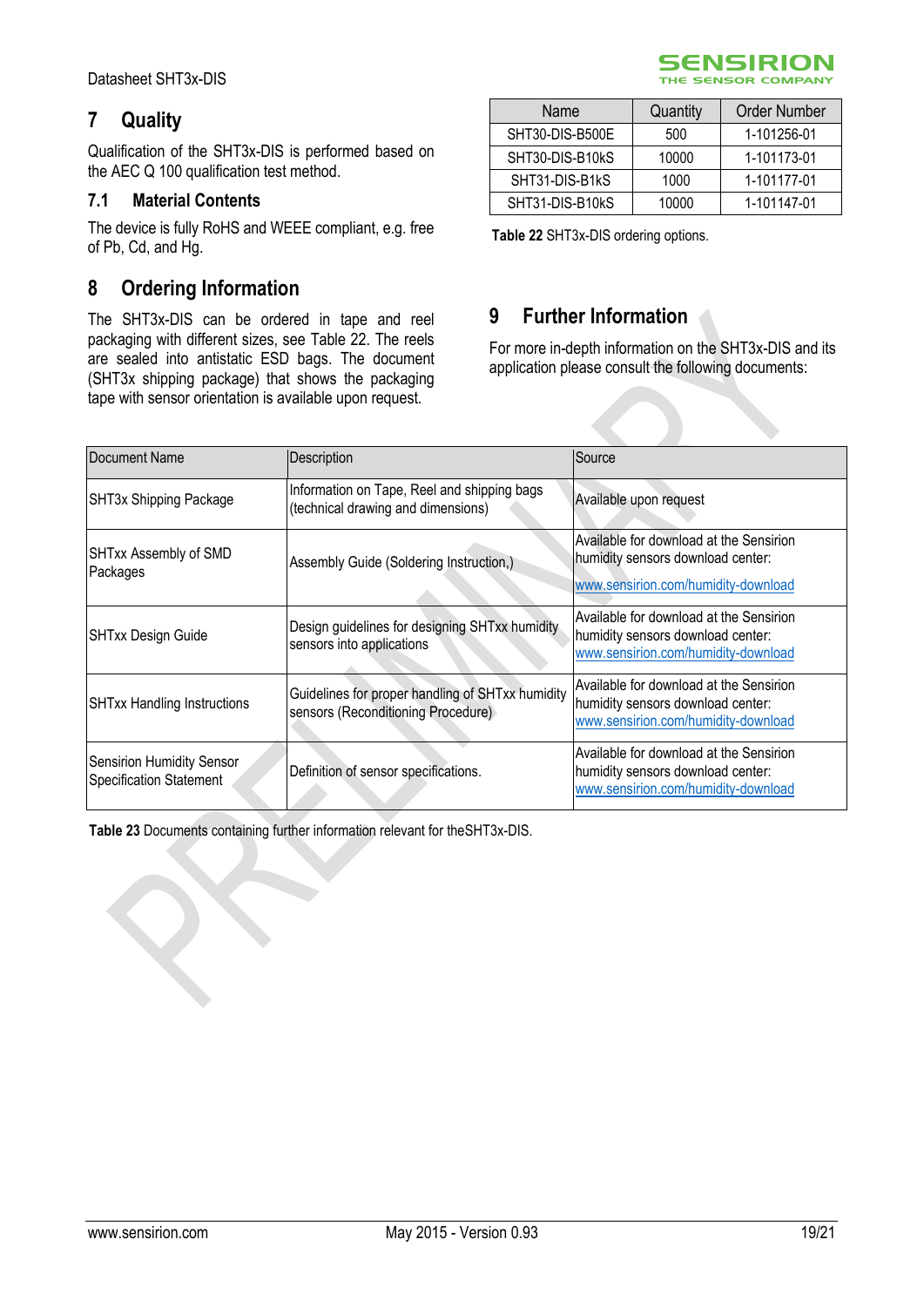## 7 Quality

Qualification of the SHT3x-DIS is performed based on the AEC Q 100 qualification test method.

### 7.1 Material Contents

The device is fully RoHS and WEEE compliant, e.g. free of Pb, Cd, and Hg.

## 8 Ordering Information

The SHT3x-DIS can be ordered in tape and reel packaging with different sizes, see Table 22. The reels are sealed into antistatic ESD bags. The document (SHT3x shipping package) that shows the packaging tape with sensor orientation is available upon request.

| Name | Quantity | Order Number |
|---|---|---|
| SHT30-DIS-B500E | 500 | 1-101256-01 |
| SHT30-DIS-B10kS | 10000 | 1-101173-01 |
| SHT31-DIS-B1kS | 1000 | 1-101177-01 |
| SHT31-DIS-B10kS | 10000 | 1-101147-01 |

**Table 22** SHT3x-DIS ordering options.

## 9 Further Information

For more in-depth information on the SHT3x-DIS and its application please consult the following documents:

| Document Name | Description | Source |
|---|---|---|
| SHT3x Shipping Package | Information on Tape, Reel and shipping bags (technical drawing and dimensions) | Available upon request |
| SHTxx Assembly of SMD Packages | Assembly Guide (Soldering Instruction,) | Available for download at the Sensirion humidity sensors download center: www.sensirion.com/humidity-download |
| SHTxx Design Guide | Design guidelines for designing SHTxx humidity sensors into applications | Available for download at the Sensirion humidity sensors download center: www.sensirion.com/humidity-download |
| SHTxx Handling Instructions | Guidelines for proper handling of SHTxx humidity sensors (Reconditioning Procedure) | Available for download at the Sensirion humidity sensors download center: www.sensirion.com/humidity-download |
| Sensirion Humidity Sensor Specification Statement | Definition of sensor specifications. | Available for download at the Sensirion humidity sensors download center: www.sensirion.com/humidity-download |

**Table 23** Documents containing further information relevant for theSHT3x-DIS.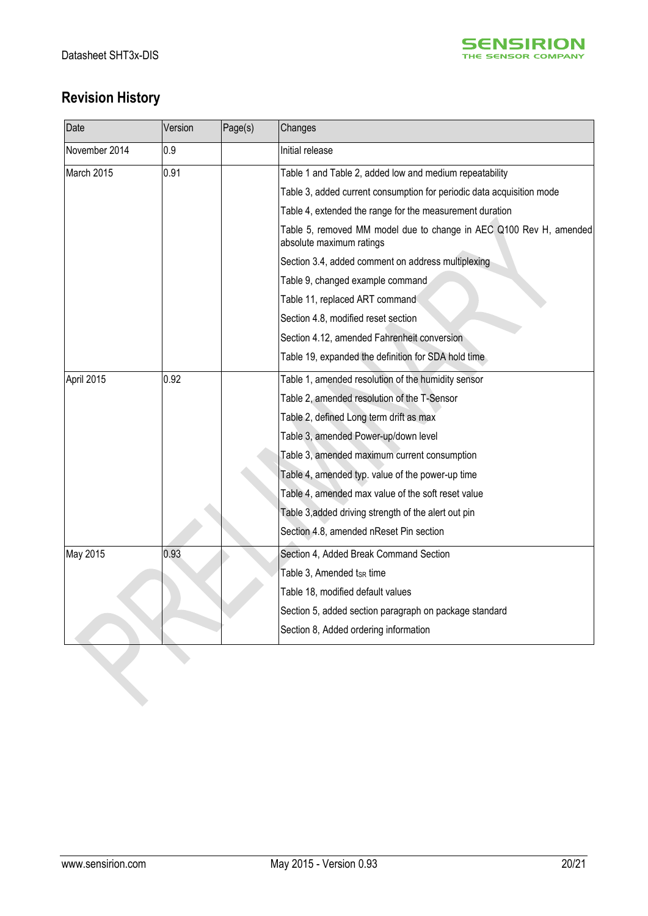## Revision History

| Date | Version | Page(s) | Changes |
|---|---|---|---|
| November 2014 | 0.9 | | Initial release |
| March 2015 | 0.91 | | Table 1 and Table 2, added low and medium repeatability |
| | | | Table 3, added current consumption for periodic data acquisition mode |
| | | | Table 4, extended the range for the measurement duration |
| | | | Table 5, removed MM model due to change in AEC Q100 Rev H, amended absolute maximum ratings |
| | | | Section 3.4, added comment on address multiplexing |
| | | | Table 9, changed example command |
| | | | Table 11, replaced ART command |
| | | | Section 4.8, modified reset section |
| | | | Section 4.12, amended Fahrenheit conversion |
| | | | Table 19, expanded the definition for SDA hold time |
| April 2015 | 0.92 | | Table 1, amended resolution of the humidity sensor |
| | | | Table 2, amended resolution of the T-Sensor |
| | | | Table 2, defined Long term drift as max |
| | | | Table 3, amended Power-up/down level |
| | | | Table 3, amended maximum current consumption |
| | | | Table 4, amended typ. value of the power-up time |
| | | | Table 4, amended max value of the soft reset value |
| | | | Table 3,added driving strength of the alert out pin |
| | | | Section 4.8, amended nReset Pin section |
| May 2015 | 0.93 | | Section 4, Added Break Command Section |
| | | | Table 3, Amended $t_{SR}$ time |
| | | | Table 18, modified default values |
| | | | Section 5, added section paragraph on package standard |
| | | | Section 8, Added ordering information |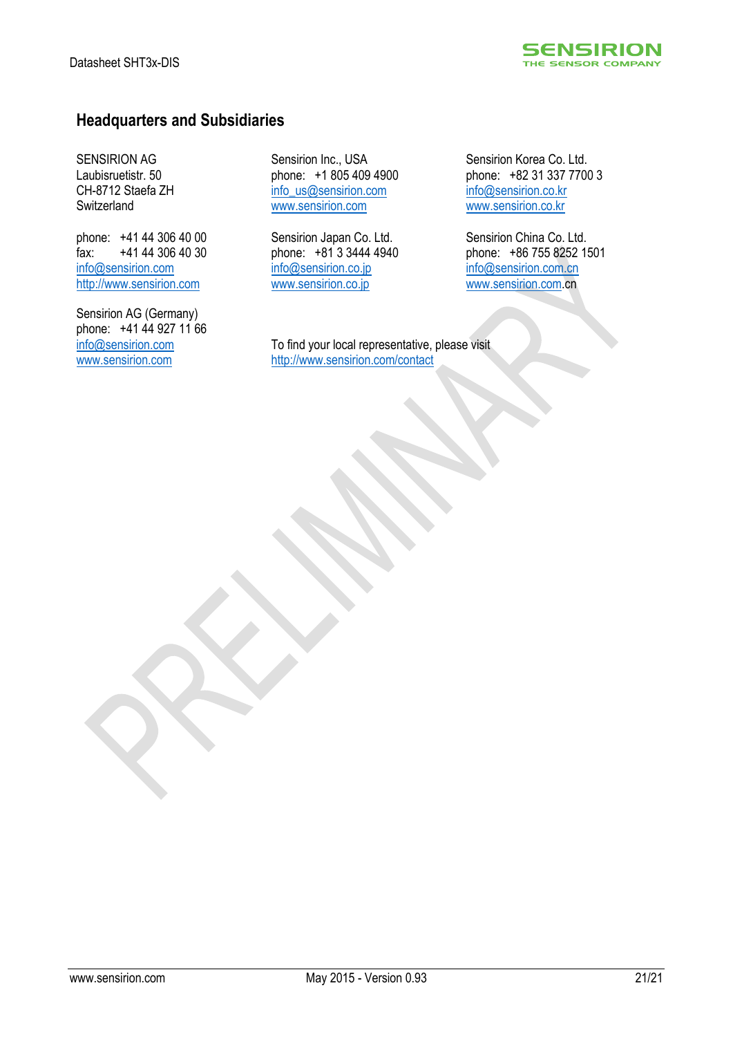## Headquarters and Subsidiaries

SENSIRION AG
Laubisruetistr. 50
CH-8712 Staefa ZH
Switzerland

phone: +41 44 306 40 00
fax: +41 44 306 40 30
info@sensirion.com
http://www.sensirion.com

Sensirion AG (Germany)
phone: +41 44 927 11 66
info@sensirion.com
www.sensirion.com

Sensirion Inc., USA
phone: +1 805 409 4900
info_us@sensirion.com
www.sensirion.com

Sensirion Japan Co. Ltd.
phone: +81 3 3444 4940
info@sensirion.co.jp
www.sensirion.co.jp

Sensirion Korea Co. Ltd.
phone: +82 31 337 7700 3
info@sensirion.co.kr
www.sensirion.co.kr

Sensirion China Co. Ltd.
phone: +86 755 8252 1501
info@sensirion.com.cn
www.sensirion.com.cn

To find your local representative, please visit
http://www.sensirion.com/contact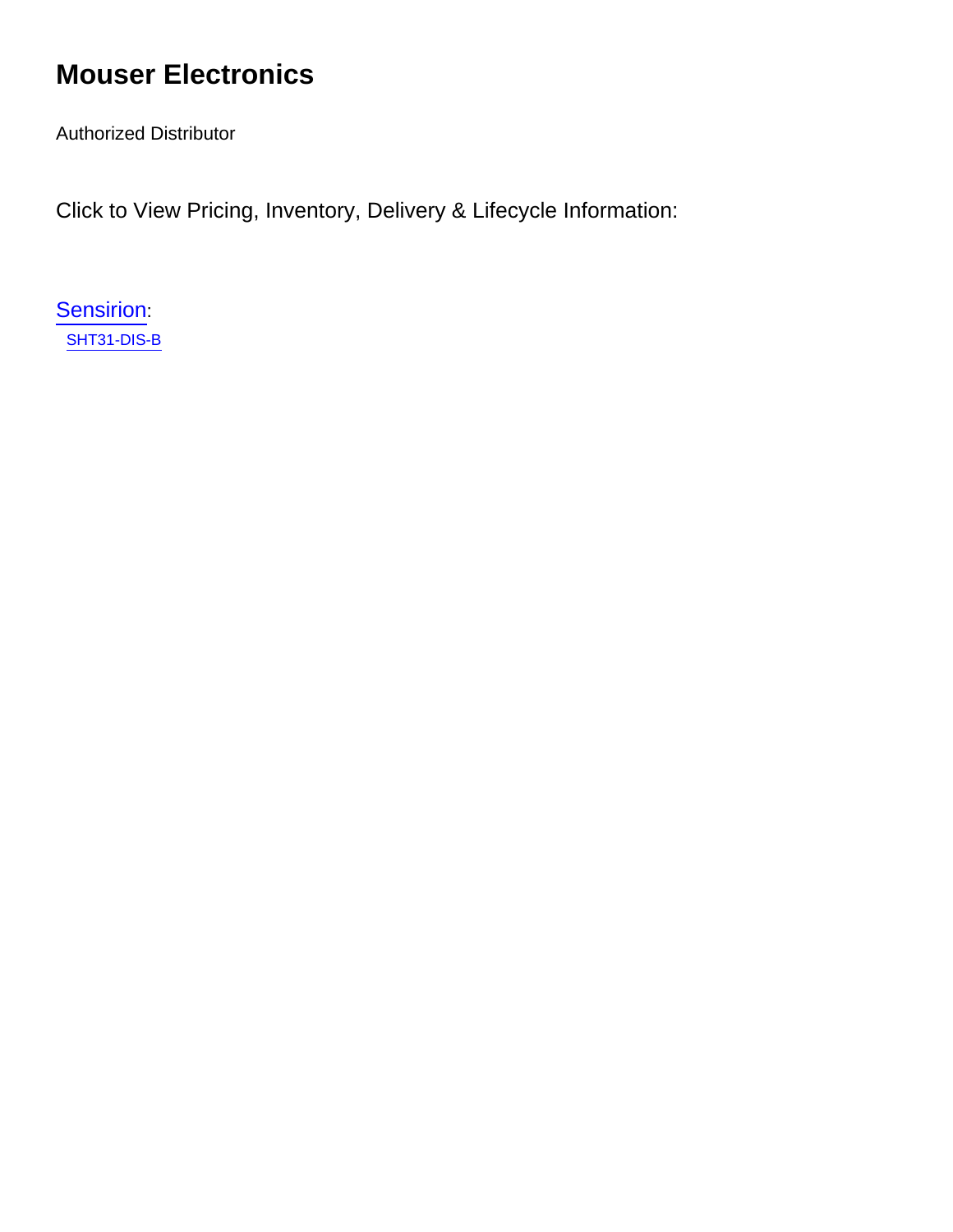# Mouser Electronics

Authorized Distributor

Click to View Pricing, Inventory, Delivery & Lifecycle Information:

Sensirion:

SHT31-DIS-B